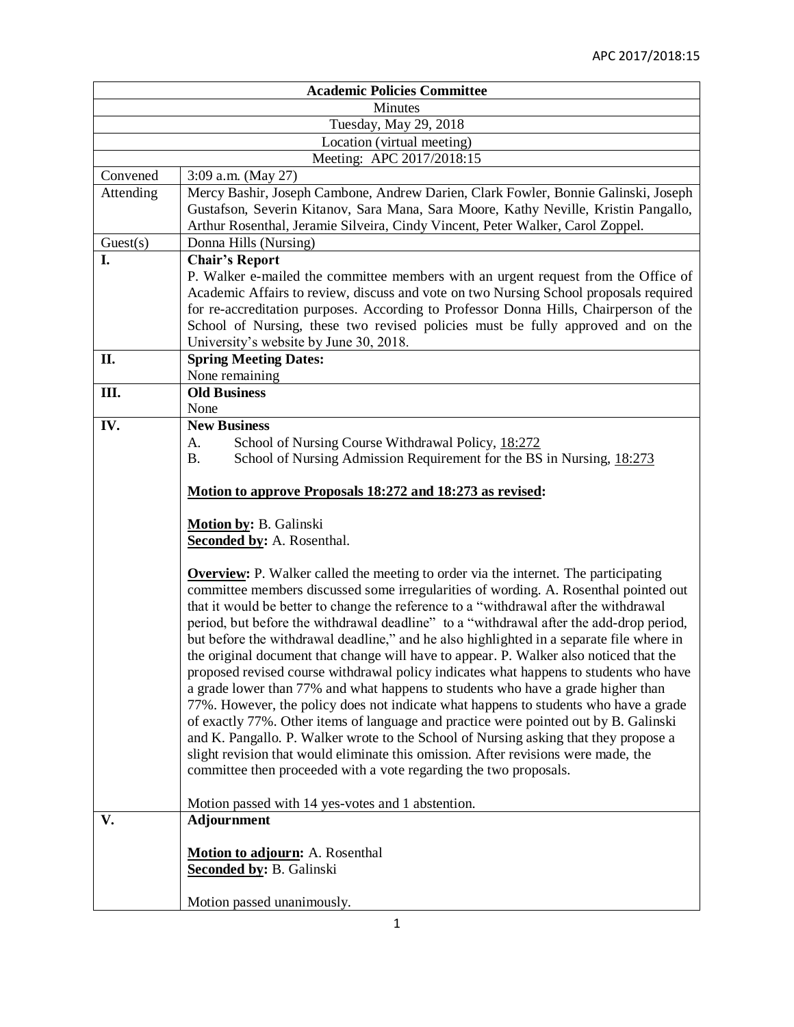APC 2017/2018:15

| Academic Policies Committee | |
|---|---|
| Minutes | |
| Tuesday, May 29, 2018 | |
| Location (virtual meeting) | |
| Meeting: APC 2017/2018:15 | |
| Convened | 3:09 a.m. (May 27) |
| Attending | Mercy Bashir, Joseph Cambone, Andrew Darien, Clark Fowler, Bonnie Galinski, Joseph Gustafson, Severin Kitanov, Sara Mana, Sara Moore, Kathy Neville, Kristin Pangallo, Arthur Rosenthal, Jeramie Silveira, Cindy Vincent, Peter Walker, Carol Zoppel. |
| Guest(s) | Donna Hills (Nursing) |
| **I.** | **Chair's Report**<br>P. Walker e-mailed the committee members with an urgent request from the Office of Academic Affairs to review, discuss and vote on two Nursing School proposals required for re-accreditation purposes. According to Professor Donna Hills, Chairperson of the School of Nursing, these two revised policies must be fully approved and on the University's website by June 30, 2018. |
| **II.** | **Spring Meeting Dates:**<br>None remaining |
| **III.** | **Old Business**<br>None |
| **IV.** | **New Business**<br>A. School of Nursing Course Withdrawal Policy, 18:272<br>B. School of Nursing Admission Requirement for the BS in Nursing, 18:273<br><br>**Motion to approve Proposals 18:272 and 18:273 as revised:**<br><br>**Motion by:** B. Galinski<br>**Seconded by:** A. Rosenthal.<br><br>**Overview:** P. Walker called the meeting to order via the internet. The participating committee members discussed some irregularities of wording. A. Rosenthal pointed out that it would be better to change the reference to a "withdrawal after the withdrawal period, but before the withdrawal deadline" to a "withdrawal after the add-drop period, but before the withdrawal deadline," and he also highlighted in a separate file where in the original document that change will have to appear. P. Walker also noticed that the proposed revised course withdrawal policy indicates what happens to students who have a grade lower than 77% and what happens to students who have a grade higher than 77%. However, the policy does not indicate what happens to students who have a grade of exactly 77%. Other items of language and practice were pointed out by B. Galinski and K. Pangallo. P. Walker wrote to the School of Nursing asking that they propose a slight revision that would eliminate this omission. After revisions were made, the committee then proceeded with a vote regarding the two proposals.<br><br>Motion passed with 14 yes-votes and 1 abstention. |
| **V.** | **Adjournment**<br><br>**Motion to adjourn:** A. Rosenthal<br>**Seconded by:** B. Galinski<br><br>Motion passed unanimously. |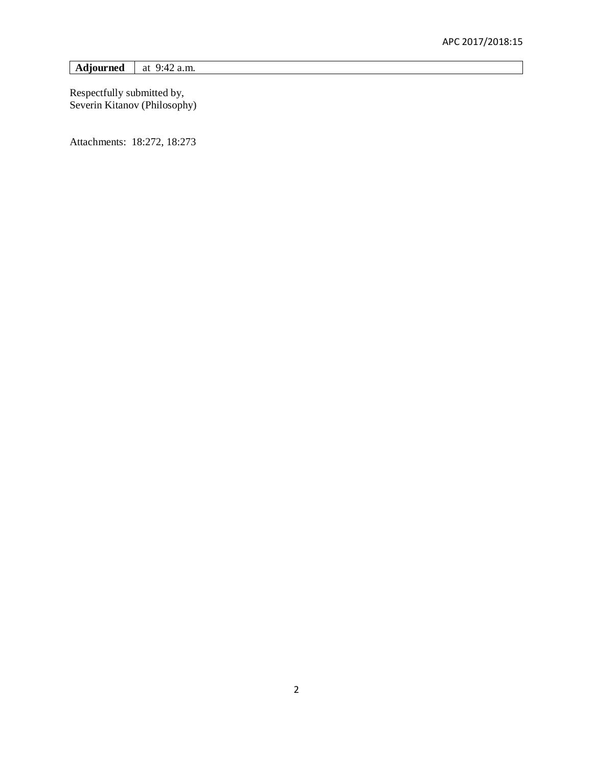| | |
|---|---|
| **Adjourned** | at 9:42 a.m. |

Respectfully submitted by,
Severin Kitanov (Philosophy)

Attachments: 18:272, 18:273